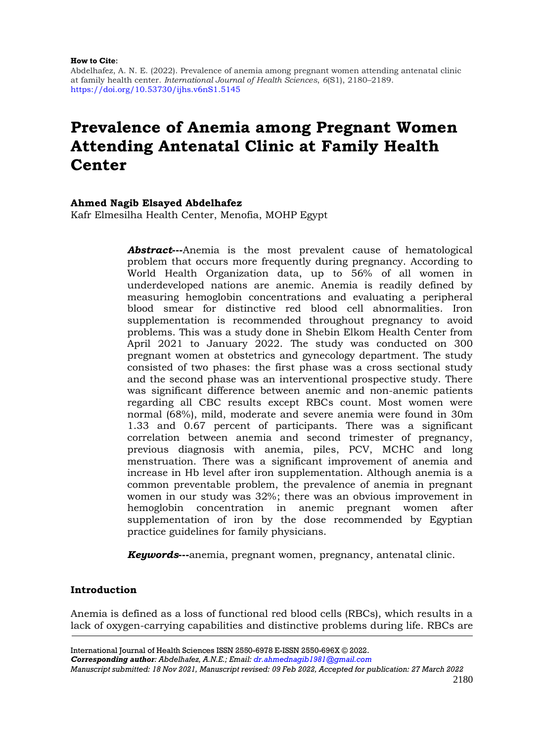**How to Cite**:

Abdelhafez, A. N. E. (2022). Prevalence of anemia among pregnant women attending antenatal clinic at family health center. *International Journal of Health Sciences*, *6*(S1), 2180–2189. https://doi.org/10.53730/ijhs.v6nS1.5145

# Prevalence of Anemia among Pregnant Women Attending Antenatal Clinic at Family Health Center

**Ahmed Nagib Elsayed Abdelhafez**

Kafr Elmesilha Health Center, Menofia, MOHP Egypt

***Abstract*---**Anemia is the most prevalent cause of hematological problem that occurs more frequently during pregnancy. According to World Health Organization data, up to 56% of all women in underdeveloped nations are anemic. Anemia is readily defined by measuring hemoglobin concentrations and evaluating a peripheral blood smear for distinctive red blood cell abnormalities. Iron supplementation is recommended throughout pregnancy to avoid problems. This was a study done in Shebin Elkom Health Center from April 2021 to January 2022. The study was conducted on 300 pregnant women at obstetrics and gynecology department. The study consisted of two phases: the first phase was a cross sectional study and the second phase was an interventional prospective study. There was significant difference between anemic and non-anemic patients regarding all CBC results except RBCs count. Most women were normal (68%), mild, moderate and severe anemia were found in 30m 1.33 and 0.67 percent of participants. There was a significant correlation between anemia and second trimester of pregnancy, previous diagnosis with anemia, piles, PCV, MCHC and long menstruation. There was a significant improvement of anemia and increase in Hb level after iron supplementation. Although anemia is a common preventable problem, the prevalence of anemia in pregnant women in our study was 32%; there was an obvious improvement in hemoglobin concentration in anemic pregnant women after supplementation of iron by the dose recommended by Egyptian practice guidelines for family physicians.

***Keywords*---**anemia, pregnant women, pregnancy, antenatal clinic.

## Introduction

Anemia is defined as a loss of functional red blood cells (RBCs), which results in a lack of oxygen-carrying capabilities and distinctive problems during life. RBCs are

---

International Journal of Health Sciences ISSN 2550-6978 E-ISSN 2550-696X © 2022.

***Corresponding author***: *Abdelhafez, A.N.E.; Email: dr.ahmednagib1981@gmail.com*

*Manuscript submitted: 18 Nov 2021, Manuscript revised: 09 Feb 2022, Accepted for publication: 27 March 2022*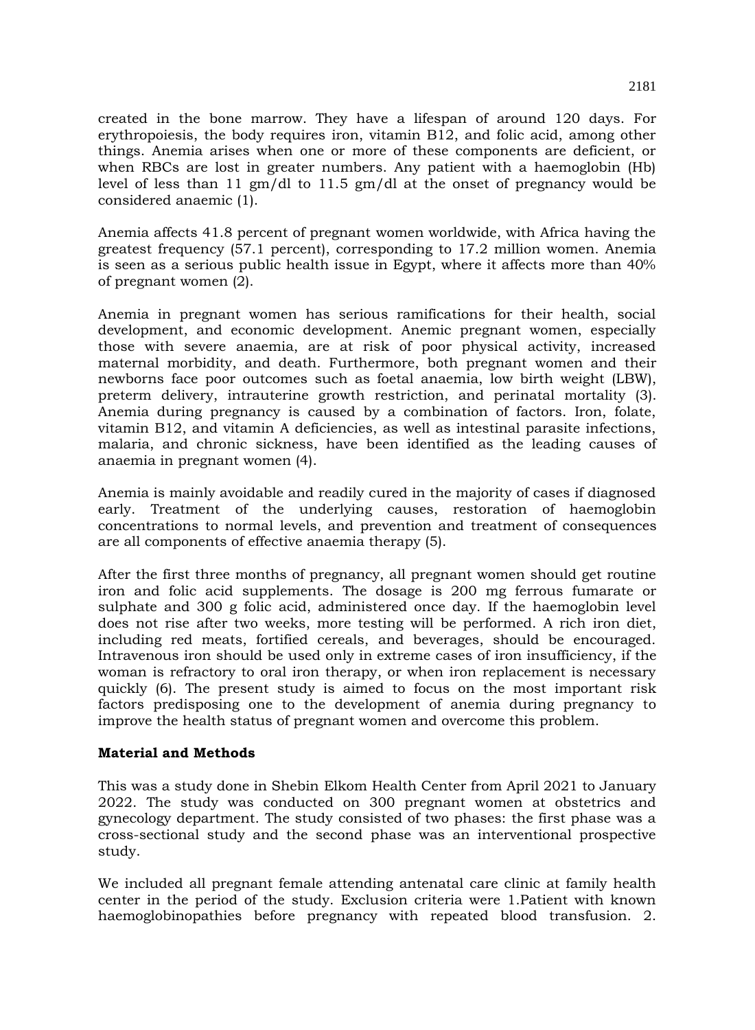created in the bone marrow. They have a lifespan of around 120 days. For erythropoiesis, the body requires iron, vitamin B12, and folic acid, among other things. Anemia arises when one or more of these components are deficient, or when RBCs are lost in greater numbers. Any patient with a haemoglobin (Hb) level of less than 11 gm/dl to 11.5 gm/dl at the onset of pregnancy would be considered anaemic (1).

Anemia affects 41.8 percent of pregnant women worldwide, with Africa having the greatest frequency (57.1 percent), corresponding to 17.2 million women. Anemia is seen as a serious public health issue in Egypt, where it affects more than 40% of pregnant women (2).

Anemia in pregnant women has serious ramifications for their health, social development, and economic development. Anemic pregnant women, especially those with severe anaemia, are at risk of poor physical activity, increased maternal morbidity, and death. Furthermore, both pregnant women and their newborns face poor outcomes such as foetal anaemia, low birth weight (LBW), preterm delivery, intrauterine growth restriction, and perinatal mortality (3). Anemia during pregnancy is caused by a combination of factors. Iron, folate, vitamin B12, and vitamin A deficiencies, as well as intestinal parasite infections, malaria, and chronic sickness, have been identified as the leading causes of anaemia in pregnant women (4).

Anemia is mainly avoidable and readily cured in the majority of cases if diagnosed early. Treatment of the underlying causes, restoration of haemoglobin concentrations to normal levels, and prevention and treatment of consequences are all components of effective anaemia therapy (5).

After the first three months of pregnancy, all pregnant women should get routine iron and folic acid supplements. The dosage is 200 mg ferrous fumarate or sulphate and 300 g folic acid, administered once day. If the haemoglobin level does not rise after two weeks, more testing will be performed. A rich iron diet, including red meats, fortified cereals, and beverages, should be encouraged. Intravenous iron should be used only in extreme cases of iron insufficiency, if the woman is refractory to oral iron therapy, or when iron replacement is necessary quickly (6). The present study is aimed to focus on the most important risk factors predisposing one to the development of anemia during pregnancy to improve the health status of pregnant women and overcome this problem.

## Material and Methods

This was a study done in Shebin Elkom Health Center from April 2021 to January 2022. The study was conducted on 300 pregnant women at obstetrics and gynecology department. The study consisted of two phases: the first phase was a cross-sectional study and the second phase was an interventional prospective study.

We included all pregnant female attending antenatal care clinic at family health center in the period of the study. Exclusion criteria were 1.Patient with known haemoglobinopathies before pregnancy with repeated blood transfusion. 2.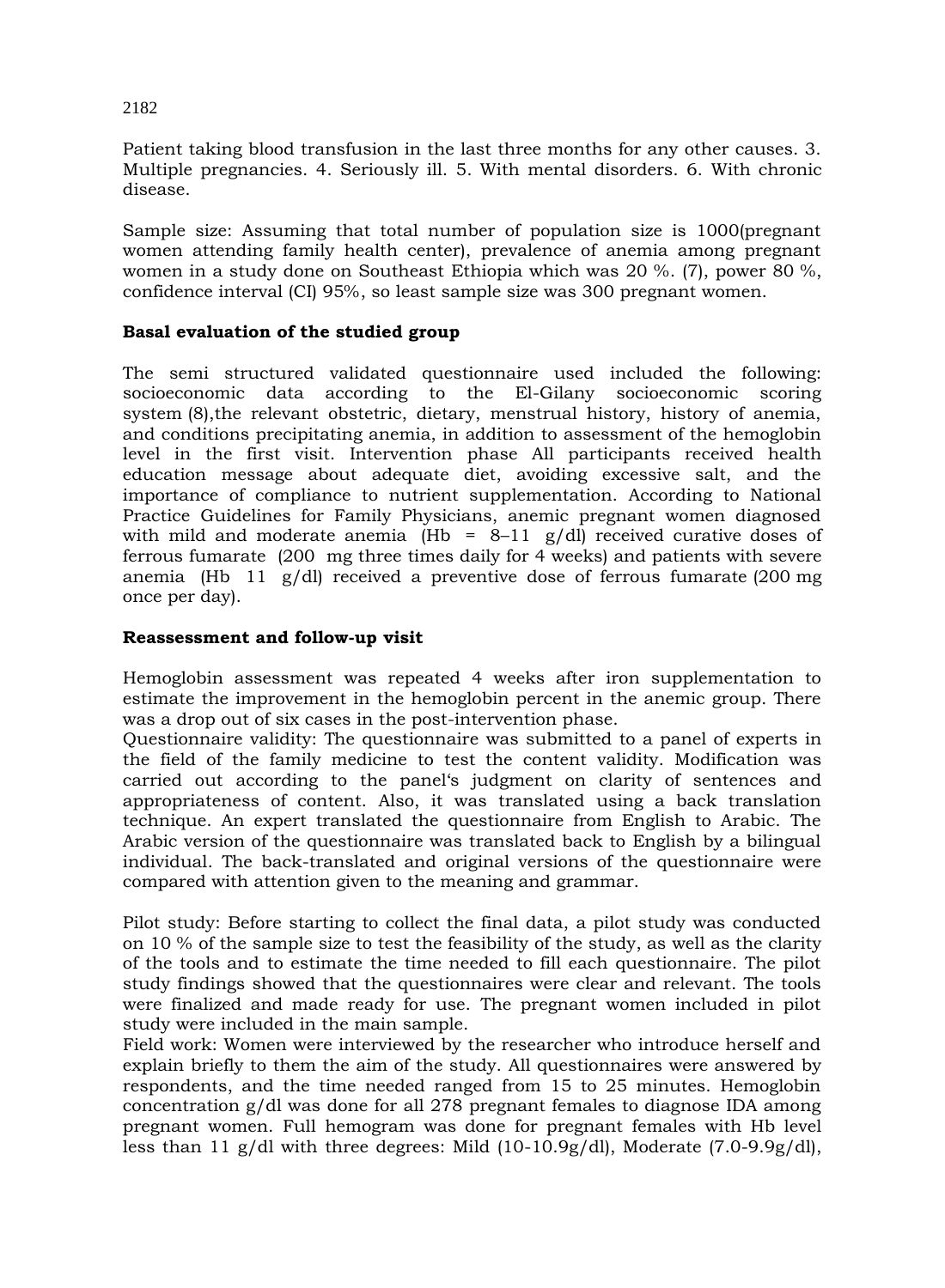Patient taking blood transfusion in the last three months for any other causes. 3. Multiple pregnancies. 4. Seriously ill. 5. With mental disorders. 6. With chronic disease.

Sample size: Assuming that total number of population size is 1000(pregnant women attending family health center), prevalence of anemia among pregnant women in a study done on Southeast Ethiopia which was 20 %. (7), power 80 %, confidence interval (CI) 95%, so least sample size was 300 pregnant women.

**Basal evaluation of the studied group**

The semi structured validated questionnaire used included the following: socioeconomic data according to the El-Gilany socioeconomic scoring system (8),the relevant obstetric, dietary, menstrual history, history of anemia, and conditions precipitating anemia, in addition to assessment of the hemoglobin level in the first visit. Intervention phase All participants received health education message about adequate diet, avoiding excessive salt, and the importance of compliance to nutrient supplementation. According to National Practice Guidelines for Family Physicians, anemic pregnant women diagnosed with mild and moderate anemia (Hb = 8–11 g/dl) received curative doses of ferrous fumarate (200 mg three times daily for 4 weeks) and patients with severe anemia (Hb 11 g/dl) received a preventive dose of ferrous fumarate (200 mg once per day).

**Reassessment and follow-up visit**

Hemoglobin assessment was repeated 4 weeks after iron supplementation to estimate the improvement in the hemoglobin percent in the anemic group. There was a drop out of six cases in the post-intervention phase.

Questionnaire validity: The questionnaire was submitted to a panel of experts in the field of the family medicine to test the content validity. Modification was carried out according to the panel's judgment on clarity of sentences and appropriateness of content. Also, it was translated using a back translation technique. An expert translated the questionnaire from English to Arabic. The Arabic version of the questionnaire was translated back to English by a bilingual individual. The back-translated and original versions of the questionnaire were compared with attention given to the meaning and grammar.

Pilot study: Before starting to collect the final data, a pilot study was conducted on 10 % of the sample size to test the feasibility of the study, as well as the clarity of the tools and to estimate the time needed to fill each questionnaire. The pilot study findings showed that the questionnaires were clear and relevant. The tools were finalized and made ready for use. The pregnant women included in pilot study were included in the main sample.

Field work: Women were interviewed by the researcher who introduce herself and explain briefly to them the aim of the study. All questionnaires were answered by respondents, and the time needed ranged from 15 to 25 minutes. Hemoglobin concentration g/dl was done for all 278 pregnant females to diagnose IDA among pregnant women. Full hemogram was done for pregnant females with Hb level less than 11 g/dl with three degrees: Mild (10-10.9g/dl), Moderate (7.0-9.9g/dl),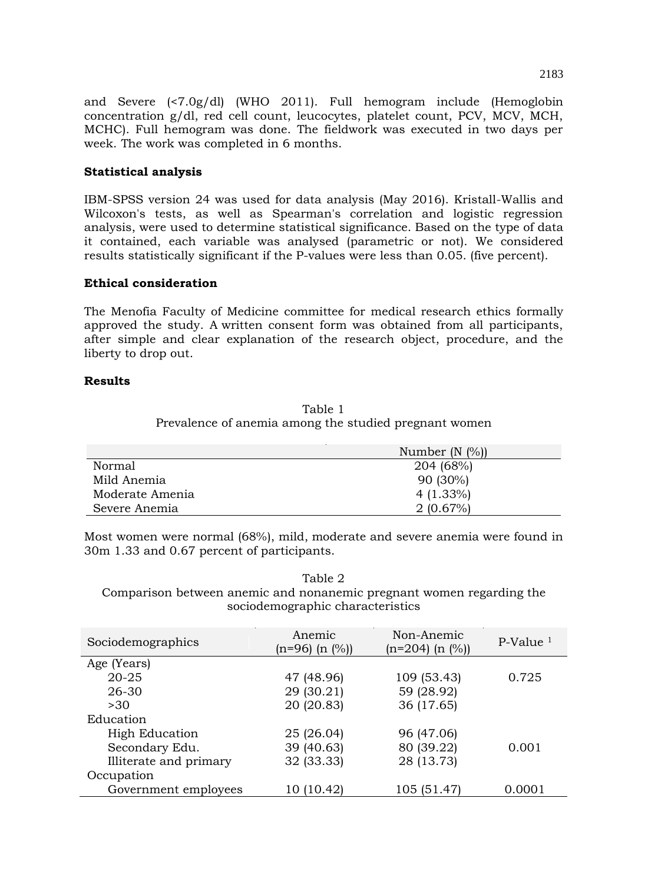and Severe (<7.0g/dl) (WHO 2011). Full hemogram include (Hemoglobin concentration g/dl, red cell count, leucocytes, platelet count, PCV, MCV, MCH, MCHC). Full hemogram was done. The fieldwork was executed in two days per week. The work was completed in 6 months.

### Statistical analysis

IBM-SPSS version 24 was used for data analysis (May 2016). Kristall-Wallis and Wilcoxon's tests, as well as Spearman's correlation and logistic regression analysis, were used to determine statistical significance. Based on the type of data it contained, each variable was analysed (parametric or not). We considered results statistically significant if the P-values were less than 0.05. (five percent).

### Ethical consideration

The Menofia Faculty of Medicine committee for medical research ethics formally approved the study. A written consent form was obtained from all participants, after simple and clear explanation of the research object, procedure, and the liberty to drop out.

### Results

Table 1
Prevalence of anemia among the studied pregnant women

| | Number (N (%)) |
|---|---|
| Normal | 204 (68%) |
| Mild Anemia | 90 (30%) |
| Moderate Amenia | 4 (1.33%) |
| Severe Anemia | 2 (0.67%) |

Most women were normal (68%), mild, moderate and severe anemia were found in 30m 1.33 and 0.67 percent of participants.

Table 2
Comparison between anemic and nonanemic pregnant women regarding the sociodemographic characteristics

| Sociodemographics | Anemic (n=96) (n (%)) | Non-Anemic (n=204) (n (%)) | P-Value [1] |
|---|---|---|---|
| Age (Years) | | | |
| 20-25 | 47 (48.96) | 109 (53.43) | 0.725 |
| 26-30 | 29 (30.21) | 59 (28.92) | |
| >30 | 20 (20.83) | 36 (17.65) | |
| Education | | | |
| High Education | 25 (26.04) | 96 (47.06) | |
| Secondary Edu. | 39 (40.63) | 80 (39.22) | 0.001 |
| Illiterate and primary | 32 (33.33) | 28 (13.73) | |
| Occupation | | | |
| Government employees | 10 (10.42) | 105 (51.47) | 0.0001 |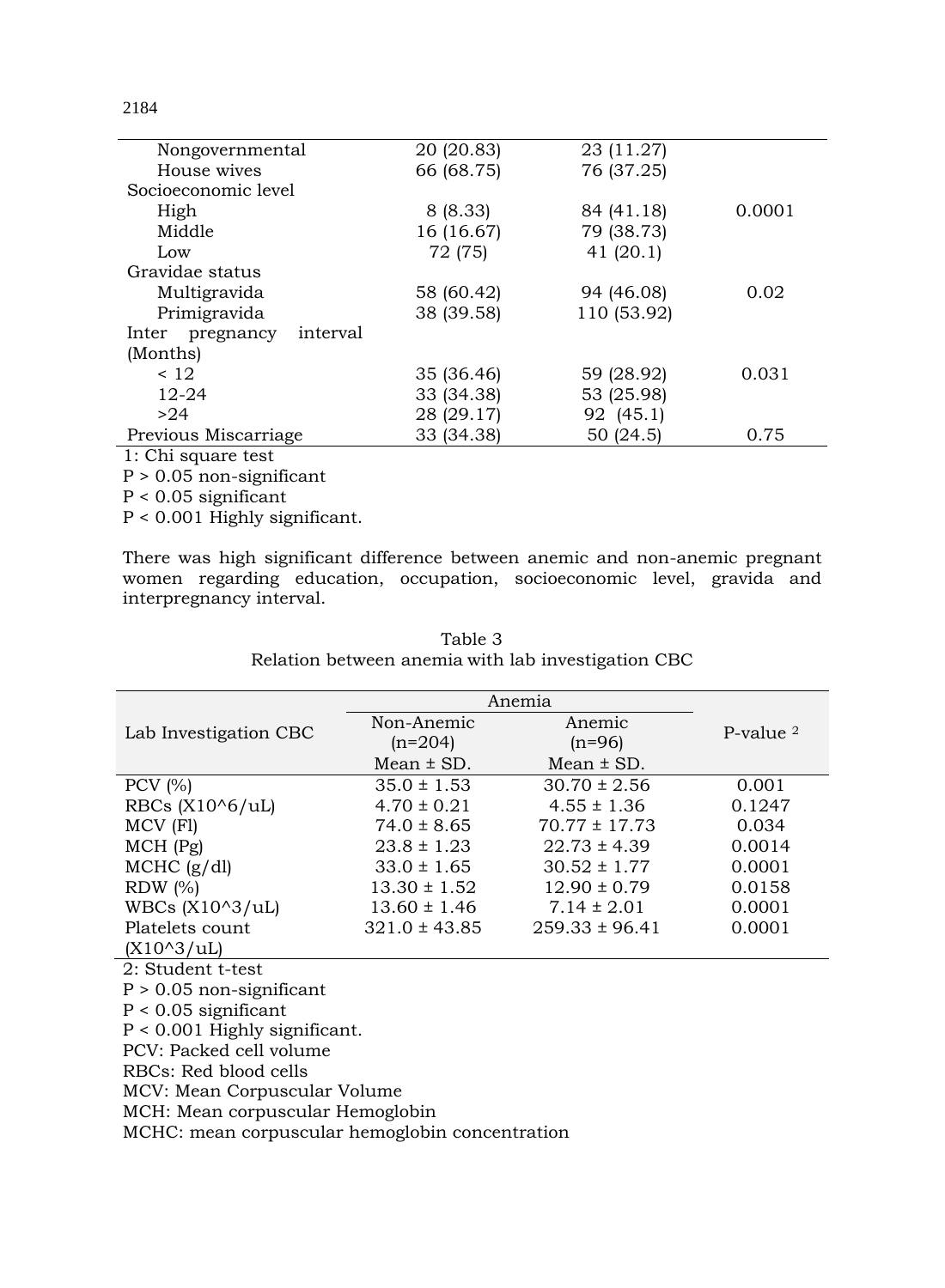| | | | |
|---|---|---|---|
| Nongovernmental | 20 (20.83) | 23 (11.27) | |
| House wives | 66 (68.75) | 76 (37.25) | |
| Socioeconomic level | | | |
| High | 8 (8.33) | 84 (41.18) | 0.0001 |
| Middle | 16 (16.67) | 79 (38.73) | |
| Low | 72 (75) | 41 (20.1) | |
| Gravidae status | | | |
| Multigravida | 58 (60.42) | 94 (46.08) | 0.02 |
| Primigravida | 38 (39.58) | 110 (53.92) | |
| Inter pregnancy interval (Months) | | | |
| < 12 | 35 (36.46) | 59 (28.92) | 0.031 |
| 12-24 | 33 (34.38) | 53 (25.98) | |
| >24 | 28 (29.17) | 92 (45.1) | |
| Previous Miscarriage | 33 (34.38) | 50 (24.5) | 0.75 |

1: Chi square test

P > 0.05 non-significant

P < 0.05 significant

P < 0.001 Highly significant.

There was high significant difference between anemic and non-anemic pregnant women regarding education, occupation, socioeconomic level, gravida and interpregnancy interval.

Table 3

Relation between anemia with lab investigation CBC

| Lab Investigation CBC | Anemia | | P-value [2] |
|---|---|---|---|
| | Non-Anemic (n=204) Mean ± SD. | Anemic (n=96) Mean ± SD. | |
| PCV (%) | 35.0 ± 1.53 | 30.70 ± 2.56 | 0.001 |
| RBCs (X10^6/uL) | 4.70 ± 0.21 | 4.55 ± 1.36 | 0.1247 |
| MCV (Fl) | 74.0 ± 8.65 | 70.77 ± 17.73 | 0.034 |
| MCH (Pg) | 23.8 ± 1.23 | 22.73 ± 4.39 | 0.0014 |
| MCHC (g/dl) | 33.0 ± 1.65 | 30.52 ± 1.77 | 0.0001 |
| RDW (%) | 13.30 ± 1.52 | 12.90 ± 0.79 | 0.0158 |
| WBCs (X10^3/uL) | 13.60 ± 1.46 | 7.14 ± 2.01 | 0.0001 |
| Platelets count (X10^3/uL) | 321.0 ± 43.85 | 259.33 ± 96.41 | 0.0001 |

2: Student t-test

P > 0.05 non-significant

P < 0.05 significant

P < 0.001 Highly significant.

PCV: Packed cell volume

RBCs: Red blood cells

MCV: Mean Corpuscular Volume

MCH: Mean corpuscular Hemoglobin

MCHC: mean corpuscular hemoglobin concentration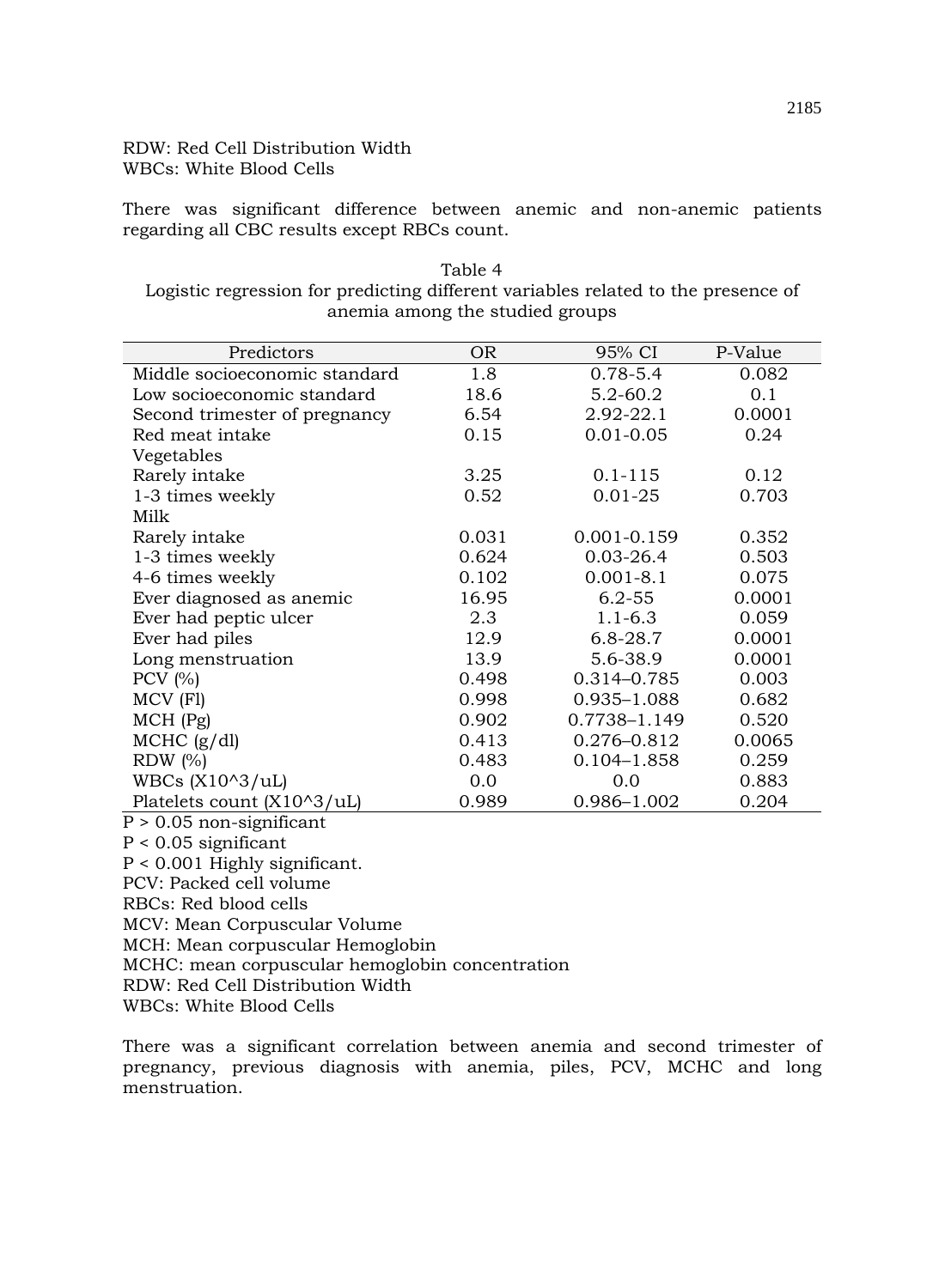RDW: Red Cell Distribution Width
WBCs: White Blood Cells

There was significant difference between anemic and non-anemic patients regarding all CBC results except RBCs count.

Table 4
Logistic regression for predicting different variables related to the presence of anemia among the studied groups

| Predictors | OR | 95% CI | P-Value |
|---|---|---|---|
| Middle socioeconomic standard | 1.8 | 0.78-5.4 | 0.082 |
| Low socioeconomic standard | 18.6 | 5.2-60.2 | 0.1 |
| Second trimester of pregnancy | 6.54 | 2.92-22.1 | 0.0001 |
| Red meat intake | 0.15 | 0.01-0.05 | 0.24 |
| Vegetables | | | |
| Rarely intake | 3.25 | 0.1-115 | 0.12 |
| 1-3 times weekly | 0.52 | 0.01-25 | 0.703 |
| Milk | | | |
| Rarely intake | 0.031 | 0.001-0.159 | 0.352 |
| 1-3 times weekly | 0.624 | 0.03-26.4 | 0.503 |
| 4-6 times weekly | 0.102 | 0.001-8.1 | 0.075 |
| Ever diagnosed as anemic | 16.95 | 6.2-55 | 0.0001 |
| Ever had peptic ulcer | 2.3 | 1.1-6.3 | 0.059 |
| Ever had piles | 12.9 | 6.8-28.7 | 0.0001 |
| Long menstruation | 13.9 | 5.6-38.9 | 0.0001 |
| PCV (%) | 0.498 | 0.314–0.785 | 0.003 |
| MCV (Fl) | 0.998 | 0.935–1.088 | 0.682 |
| MCH (Pg) | 0.902 | 0.7738–1.149 | 0.520 |
| MCHC (g/dl) | 0.413 | 0.276–0.812 | 0.0065 |
| RDW (%) | 0.483 | 0.104–1.858 | 0.259 |
| WBCs (X10^3/uL) | 0.0 | 0.0 | 0.883 |
| Platelets count (X10^3/uL) | 0.989 | 0.986–1.002 | 0.204 |

$P > 0.05$ non-significant
$P < 0.05$ significant
$P < 0.001$ Highly significant.
PCV: Packed cell volume
RBCs: Red blood cells
MCV: Mean Corpuscular Volume
MCH: Mean corpuscular Hemoglobin
MCHC: mean corpuscular hemoglobin concentration
RDW: Red Cell Distribution Width
WBCs: White Blood Cells

There was a significant correlation between anemia and second trimester of pregnancy, previous diagnosis with anemia, piles, PCV, MCHC and long menstruation.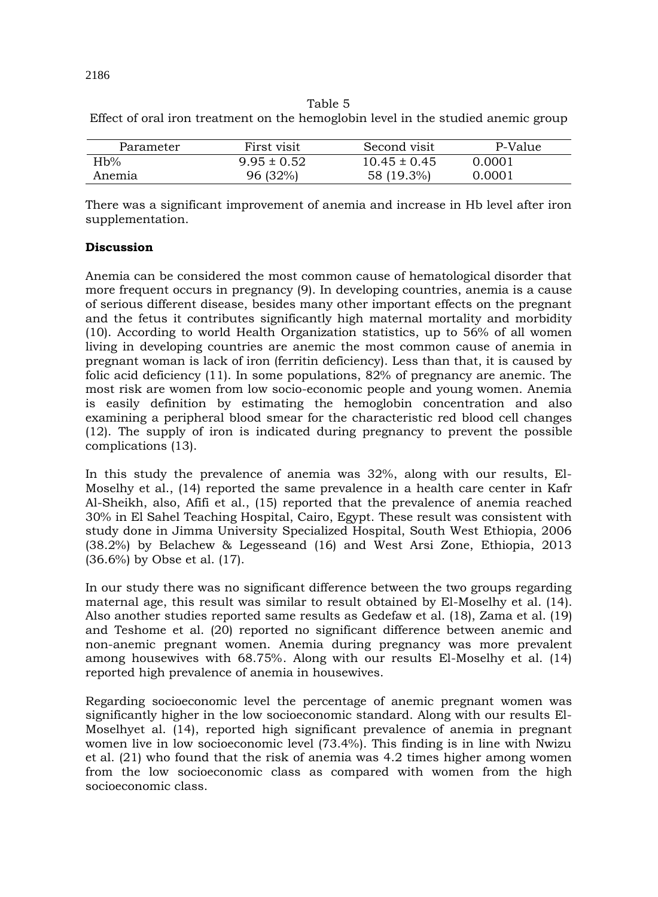Table 5
Effect of oral iron treatment on the hemoglobin level in the studied anemic group

| Parameter | First visit | Second visit | P-Value |
|---|---|---|---|
| Hb% | 9.95 ± 0.52 | 10.45 ± 0.45 | 0.0001 |
| Anemia | 96 (32%) | 58 (19.3%) | 0.0001 |

There was a significant improvement of anemia and increase in Hb level after iron supplementation.

**Discussion**

Anemia can be considered the most common cause of hematological disorder that more frequent occurs in pregnancy (9). In developing countries, anemia is a cause of serious different disease, besides many other important effects on the pregnant and the fetus it contributes significantly high maternal mortality and morbidity (10). According to world Health Organization statistics, up to 56% of all women living in developing countries are anemic the most common cause of anemia in pregnant woman is lack of iron (ferritin deficiency). Less than that, it is caused by folic acid deficiency (11). In some populations, 82% of pregnancy are anemic. The most risk are women from low socio-economic people and young women. Anemia is easily definition by estimating the hemoglobin concentration and also examining a peripheral blood smear for the characteristic red blood cell changes (12). The supply of iron is indicated during pregnancy to prevent the possible complications (13).

In this study the prevalence of anemia was 32%, along with our results, El-Moselhy et al., (14) reported the same prevalence in a health care center in Kafr Al-Sheikh, also, Afifi et al., (15) reported that the prevalence of anemia reached 30% in El Sahel Teaching Hospital, Cairo, Egypt. These result was consistent with study done in Jimma University Specialized Hospital, South West Ethiopia, 2006 (38.2%) by Belachew & Legesseand (16) and West Arsi Zone, Ethiopia, 2013 (36.6%) by Obse et al. (17).

In our study there was no significant difference between the two groups regarding maternal age, this result was similar to result obtained by El-Moselhy et al. (14). Also another studies reported same results as Gedefaw et al. (18), Zama et al. (19) and Teshome et al. (20) reported no significant difference between anemic and non-anemic pregnant women. Anemia during pregnancy was more prevalent among housewives with 68.75%. Along with our results El-Moselhy et al. (14) reported high prevalence of anemia in housewives.

Regarding socioeconomic level the percentage of anemic pregnant women was significantly higher in the low socioeconomic standard. Along with our results El-Moselhyet al. (14), reported high significant prevalence of anemia in pregnant women live in low socioeconomic level (73.4%). This finding is in line with Nwizu et al. (21) who found that the risk of anemia was 4.2 times higher among women from the low socioeconomic class as compared with women from the high socioeconomic class.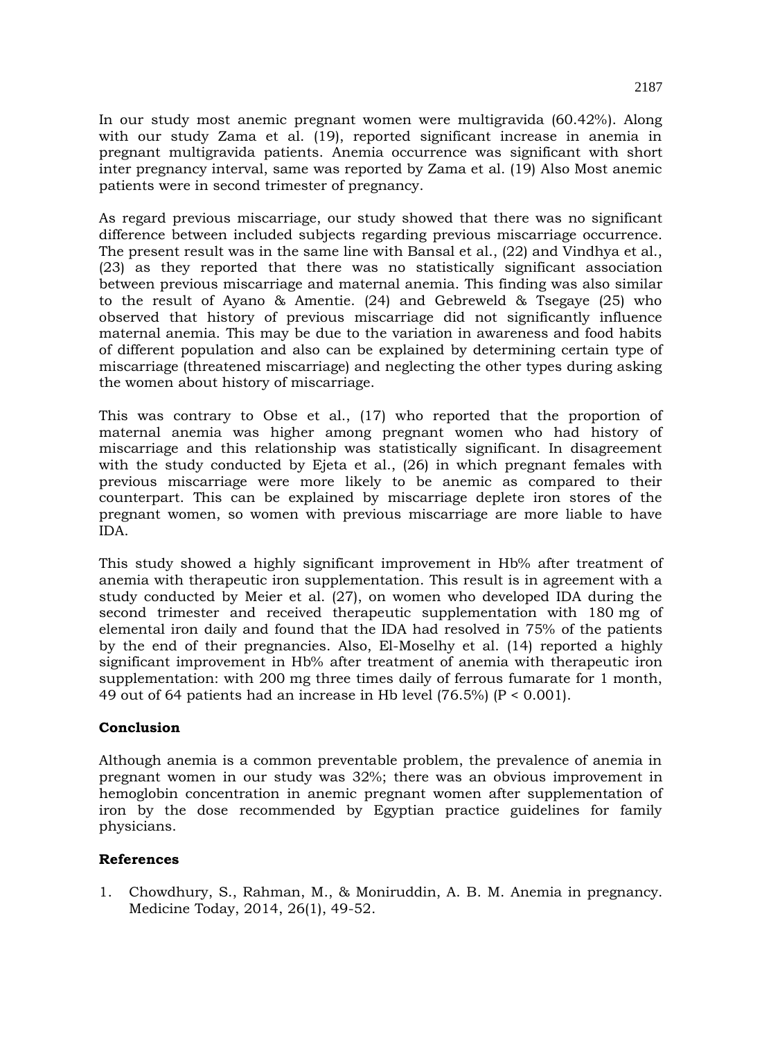In our study most anemic pregnant women were multigravida (60.42%). Along with our study Zama et al. (19), reported significant increase in anemia in pregnant multigravida patients. Anemia occurrence was significant with short inter pregnancy interval, same was reported by Zama et al. (19) Also Most anemic patients were in second trimester of pregnancy.

As regard previous miscarriage, our study showed that there was no significant difference between included subjects regarding previous miscarriage occurrence. The present result was in the same line with Bansal et al., (22) and Vindhya et al., (23) as they reported that there was no statistically significant association between previous miscarriage and maternal anemia. This finding was also similar to the result of Ayano & Amentie. (24) and Gebreweld & Tsegaye (25) who observed that history of previous miscarriage did not significantly influence maternal anemia. This may be due to the variation in awareness and food habits of different population and also can be explained by determining certain type of miscarriage (threatened miscarriage) and neglecting the other types during asking the women about history of miscarriage.

This was contrary to Obse et al., (17) who reported that the proportion of maternal anemia was higher among pregnant women who had history of miscarriage and this relationship was statistically significant. In disagreement with the study conducted by Ejeta et al., (26) in which pregnant females with previous miscarriage were more likely to be anemic as compared to their counterpart. This can be explained by miscarriage deplete iron stores of the pregnant women, so women with previous miscarriage are more liable to have IDA.

This study showed a highly significant improvement in Hb% after treatment of anemia with therapeutic iron supplementation. This result is in agreement with a study conducted by Meier et al. (27), on women who developed IDA during the second trimester and received therapeutic supplementation with 180 mg of elemental iron daily and found that the IDA had resolved in 75% of the patients by the end of their pregnancies. Also, El-Moselhy et al. (14) reported a highly significant improvement in Hb% after treatment of anemia with therapeutic iron supplementation: with 200 mg three times daily of ferrous fumarate for 1 month, 49 out of 64 patients had an increase in Hb level (76.5%) ($P < 0.001$).

## Conclusion

Although anemia is a common preventable problem, the prevalence of anemia in pregnant women in our study was 32%; there was an obvious improvement in hemoglobin concentration in anemic pregnant women after supplementation of iron by the dose recommended by Egyptian practice guidelines for family physicians.

## References

1. Chowdhury, S., Rahman, M., & Moniruddin, A. B. M. Anemia in pregnancy. Medicine Today, 2014, 26(1), 49-52.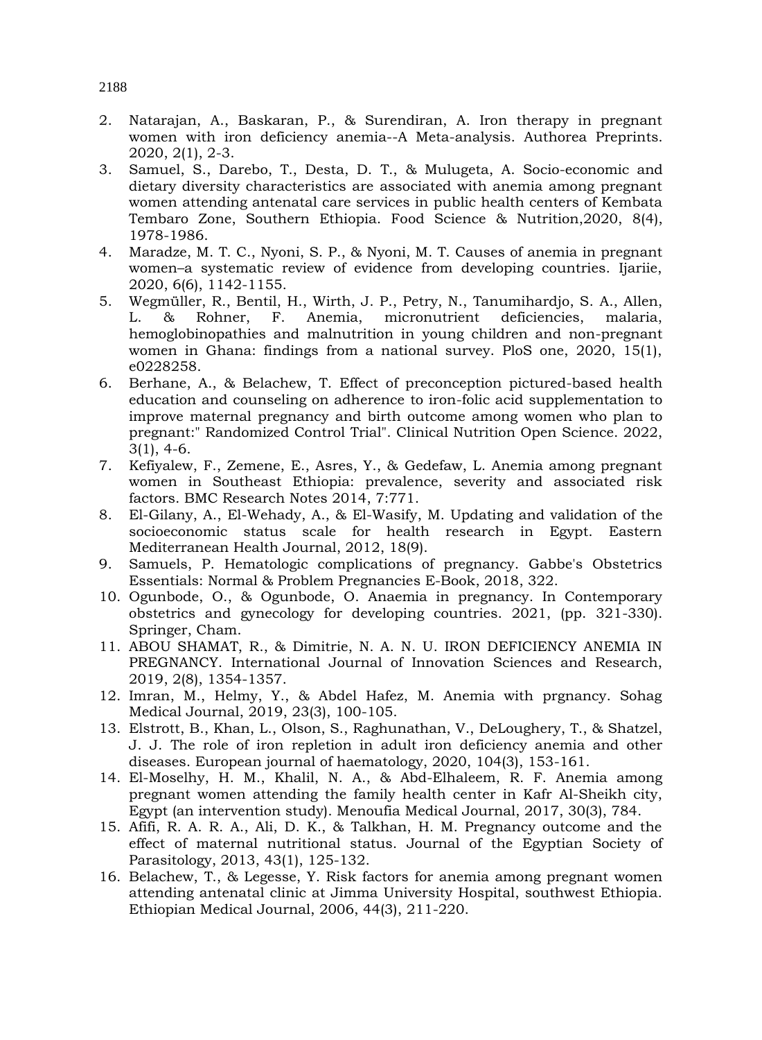2. Natarajan, A., Baskaran, P., & Surendiran, A. Iron therapy in pregnant women with iron deficiency anemia--A Meta-analysis. Authorea Preprints. 2020, 2(1), 2-3.
3. Samuel, S., Darebo, T., Desta, D. T., & Mulugeta, A. Socio-economic and dietary diversity characteristics are associated with anemia among pregnant women attending antenatal care services in public health centers of Kembata Tembaro Zone, Southern Ethiopia. Food Science & Nutrition,2020, 8(4), 1978-1986.
4. Maradze, M. T. C., Nyoni, S. P., & Nyoni, M. T. Causes of anemia in pregnant women–a systematic review of evidence from developing countries. Ijariie, 2020, 6(6), 1142-1155.
5. Wegmüller, R., Bentil, H., Wirth, J. P., Petry, N., Tanumihardjo, S. A., Allen, L. & Rohner, F. Anemia, micronutrient deficiencies, malaria, hemoglobinopathies and malnutrition in young children and non-pregnant women in Ghana: findings from a national survey. PloS one, 2020, 15(1), e0228258.
6. Berhane, A., & Belachew, T. Effect of preconception pictured-based health education and counseling on adherence to iron-folic acid supplementation to improve maternal pregnancy and birth outcome among women who plan to pregnant:" Randomized Control Trial". Clinical Nutrition Open Science. 2022, 3(1), 4-6.
7. Kefiyalew, F., Zemene, E., Asres, Y., & Gedefaw, L. Anemia among pregnant women in Southeast Ethiopia: prevalence, severity and associated risk factors. BMC Research Notes 2014, 7:771.
8. El-Gilany, A., El-Wehady, A., & El-Wasify, M. Updating and validation of the socioeconomic status scale for health research in Egypt. Eastern Mediterranean Health Journal, 2012, 18(9).
9. Samuels, P. Hematologic complications of pregnancy. Gabbe's Obstetrics Essentials: Normal & Problem Pregnancies E-Book, 2018, 322.
10. Ogunbode, O., & Ogunbode, O. Anaemia in pregnancy. In Contemporary obstetrics and gynecology for developing countries. 2021, (pp. 321-330). Springer, Cham.
11. ABOU SHAMAT, R., & Dimitrie, N. A. N. U. IRON DEFICIENCY ANEMIA IN PREGNANCY. International Journal of Innovation Sciences and Research, 2019, 2(8), 1354-1357.
12. Imran, M., Helmy, Y., & Abdel Hafez, M. Anemia with prgnancy. Sohag Medical Journal, 2019, 23(3), 100-105.
13. Elstrott, B., Khan, L., Olson, S., Raghunathan, V., DeLoughery, T., & Shatzel, J. J. The role of iron repletion in adult iron deficiency anemia and other diseases. European journal of haematology, 2020, 104(3), 153-161.
14. El-Moselhy, H. M., Khalil, N. A., & Abd-Elhaleem, R. F. Anemia among pregnant women attending the family health center in Kafr Al-Sheikh city, Egypt (an intervention study). Menoufia Medical Journal, 2017, 30(3), 784.
15. Afifi, R. A. R. A., Ali, D. K., & Talkhan, H. M. Pregnancy outcome and the effect of maternal nutritional status. Journal of the Egyptian Society of Parasitology, 2013, 43(1), 125-132.
16. Belachew, T., & Legesse, Y. Risk factors for anemia among pregnant women attending antenatal clinic at Jimma University Hospital, southwest Ethiopia. Ethiopian Medical Journal, 2006, 44(3), 211-220.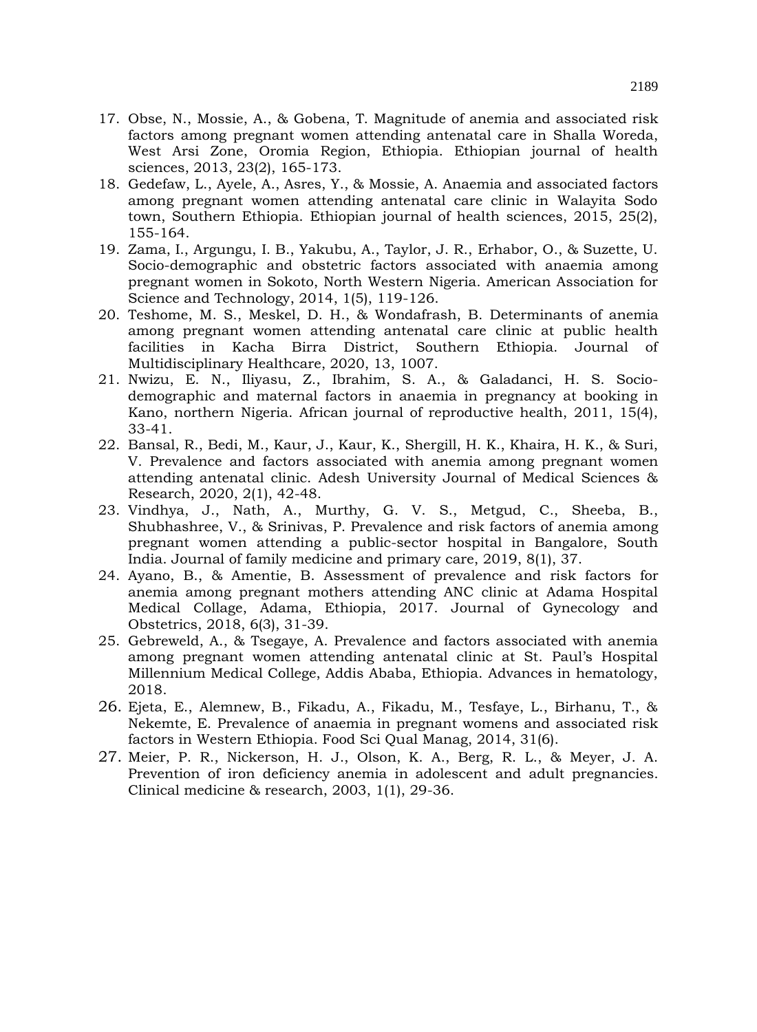17. Obse, N., Mossie, A., & Gobena, T. Magnitude of anemia and associated risk factors among pregnant women attending antenatal care in Shalla Woreda, West Arsi Zone, Oromia Region, Ethiopia. Ethiopian journal of health sciences, 2013, 23(2), 165-173.
18. Gedefaw, L., Ayele, A., Asres, Y., & Mossie, A. Anaemia and associated factors among pregnant women attending antenatal care clinic in Walayita Sodo town, Southern Ethiopia. Ethiopian journal of health sciences, 2015, 25(2), 155-164.
19. Zama, I., Argungu, I. B., Yakubu, A., Taylor, J. R., Erhabor, O., & Suzette, U. Socio-demographic and obstetric factors associated with anaemia among pregnant women in Sokoto, North Western Nigeria. American Association for Science and Technology, 2014, 1(5), 119-126.
20. Teshome, M. S., Meskel, D. H., & Wondafrash, B. Determinants of anemia among pregnant women attending antenatal care clinic at public health facilities in Kacha Birra District, Southern Ethiopia. Journal of Multidisciplinary Healthcare, 2020, 13, 1007.
21. Nwizu, E. N., Iliyasu, Z., Ibrahim, S. A., & Galadanci, H. S. Socio-demographic and maternal factors in anaemia in pregnancy at booking in Kano, northern Nigeria. African journal of reproductive health, 2011, 15(4), 33-41.
22. Bansal, R., Bedi, M., Kaur, J., Kaur, K., Shergill, H. K., Khaira, H. K., & Suri, V. Prevalence and factors associated with anemia among pregnant women attending antenatal clinic. Adesh University Journal of Medical Sciences & Research, 2020, 2(1), 42-48.
23. Vindhya, J., Nath, A., Murthy, G. V. S., Metgud, C., Sheeba, B., Shubhashree, V., & Srinivas, P. Prevalence and risk factors of anemia among pregnant women attending a public-sector hospital in Bangalore, South India. Journal of family medicine and primary care, 2019, 8(1), 37.
24. Ayano, B., & Amentie, B. Assessment of prevalence and risk factors for anemia among pregnant mothers attending ANC clinic at Adama Hospital Medical Collage, Adama, Ethiopia, 2017. Journal of Gynecology and Obstetrics, 2018, 6(3), 31-39.
25. Gebreweld, A., & Tsegaye, A. Prevalence and factors associated with anemia among pregnant women attending antenatal clinic at St. Paul's Hospital Millennium Medical College, Addis Ababa, Ethiopia. Advances in hematology, 2018.
26. Ejeta, E., Alemnew, B., Fikadu, A., Fikadu, M., Tesfaye, L., Birhanu, T., & Nekemte, E. Prevalence of anaemia in pregnant womens and associated risk factors in Western Ethiopia. Food Sci Qual Manag, 2014, 31(6).
27. Meier, P. R., Nickerson, H. J., Olson, K. A., Berg, R. L., & Meyer, J. A. Prevention of iron deficiency anemia in adolescent and adult pregnancies. Clinical medicine & research, 2003, 1(1), 29-36.